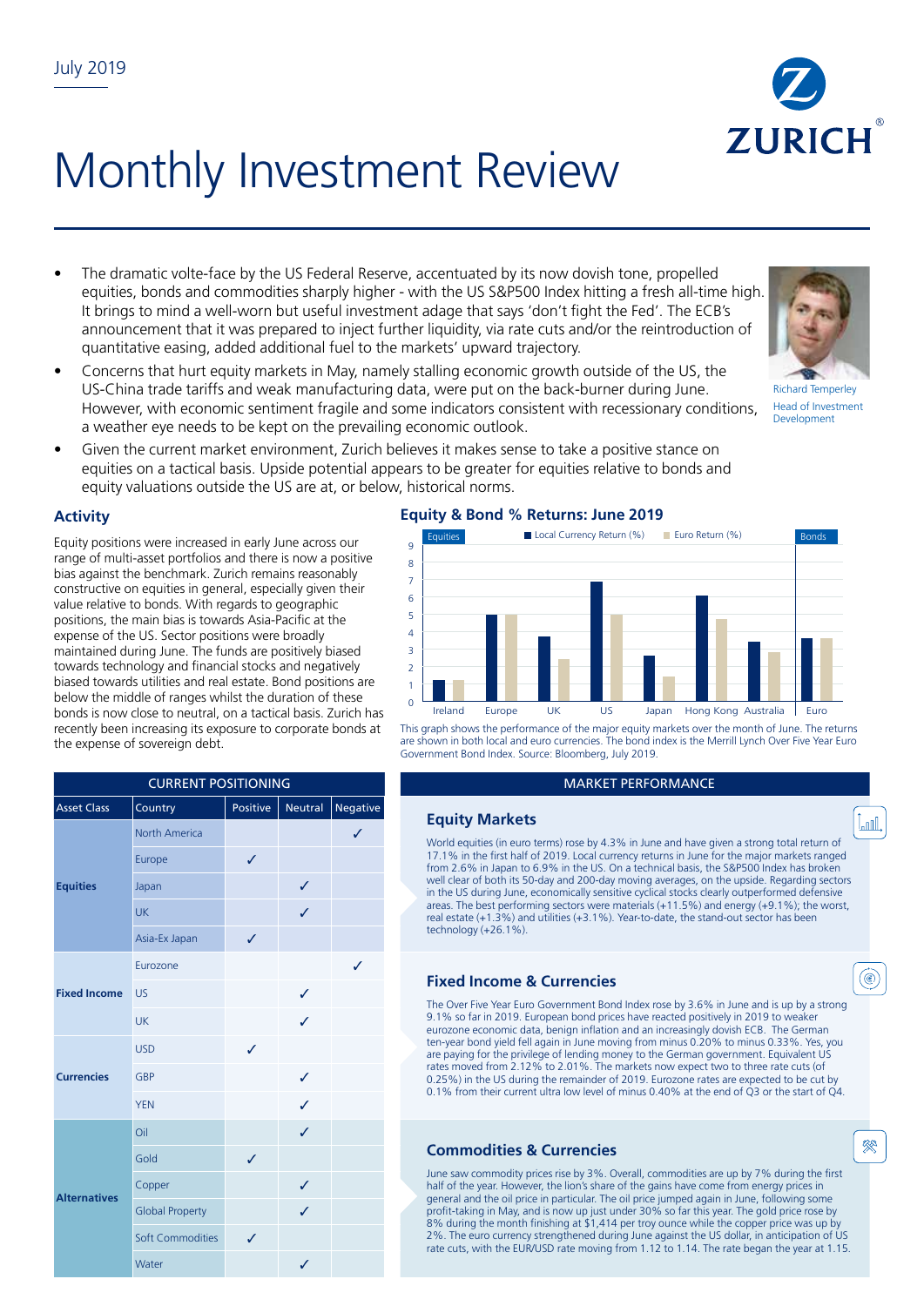July 2019

# Monthly Investment Review

ZURICH

- The dramatic volte-face by the US Federal Reserve, accentuated by its now dovish tone, propelled equities, bonds and commodities sharply higher - with the US S&P500 Index hitting a fresh all-time high. It brings to mind a well-worn but useful investment adage that says 'don't fight the Fed'. The ECB's announcement that it was prepared to inject further liquidity, via rate cuts and/or the reintroduction of quantitative easing, added additional fuel to the markets' upward trajectory.
- Concerns that hurt equity markets in May, namely stalling economic growth outside of the US, the US-China trade tariffs and weak manufacturing data, were put on the back-burner during June. However, with economic sentiment fragile and some indicators consistent with recessionary conditions, a weather eye needs to be kept on the prevailing economic outlook.
- Given the current market environment, Zurich believes it makes sense to take a positive stance on equities on a tactical basis. Upside potential appears to be greater for equities relative to bonds and equity valuations outside the US are at, or below, historical norms.

Richard Temperley
Head of Investment Development

## Activity

Equity positions were increased in early June across our range of multi-asset portfolios and there is now a positive bias against the benchmark. Zurich remains reasonably constructive on equities in general, especially given their value relative to bonds. With regards to geographic positions, the main bias is towards Asia-Pacific at the expense of the US. Sector positions were broadly maintained during June. The funds are positively biased towards technology and financial stocks and negatively biased towards utilities and real estate. Bond positions are below the middle of ranges whilst the duration of these bonds is now close to neutral, on a tactical basis. Zurich has recently been increasing its exposure to corporate bonds at the expense of sovereign debt.

## Equity & Bond % Returns: June 2019

Equities | Local Currency Return (%) | Euro Return (%) | Bonds

9
8
7
6
5
4
3
2
1
0

Ireland | Europe | UK | US | Japan | Hong Kong | Australia | Euro

This graph shows the performance of the major equity markets over the month of June. The returns are shown in both local and euro currencies. The bond index is the Merrill Lynch Over Five Year Euro Government Bond Index. Source: Bloomberg, July 2019.

| CURRENT POSITIONING | | | | |
|---|---|---|---|---|
| Asset Class | Country | Positive | Neutral | Negative |
| Equities | North America | | | ✓ |
| | Europe | ✓ | | |
| | Japan | | ✓ | |
| | UK | | ✓ | |
| | Asia-Ex Japan | ✓ | | |
| Fixed Income | Eurozone | | | ✓ |
| | US | | ✓ | |
| | UK | | ✓ | |
| Currencies | USD | ✓ | | |
| | GBP | | ✓ | |
| | YEN | | ✓ | |
| Alternatives | Oil | | ✓ | |
| | Gold | ✓ | | |
| | Copper | | ✓ | |
| | Global Property | | ✓ | |
| | Soft Commodities | ✓ | | |
| | Water | | ✓ | |

## MARKET PERFORMANCE

### Equity Markets

World equities (in euro terms) rose by 4.3% in June and have given a strong total return of 17.1% in the first half of 2019. Local currency returns in June for the major markets ranged from 2.6% in Japan to 6.9% in the US. On a technical basis, the S&P500 Index has broken well clear of both its 50-day and 200-day moving averages, on the upside. Regarding sectors in the US during June, economically sensitive cyclical stocks clearly outperformed defensive areas. The best performing sectors were materials (+11.5%) and energy (+9.1%); the worst, real estate (+1.3%) and utilities (+3.1%). Year-to-date, the stand-out sector has been technology (+26.1%).

### Fixed Income & Currencies

The Over Five Year Euro Government Bond Index rose by 3.6% in June and is up by a strong 9.1% so far in 2019. European bond prices have reacted positively in 2019 to weaker eurozone economic data, benign inflation and an increasingly dovish ECB. The German ten-year bond yield fell again in June moving from minus 0.20% to minus 0.33%. Yes, you are paying for the privilege of lending money to the German government. Equivalent US rates moved from 2.12% to 2.01%. The markets now expect two to three rate cuts (of 0.25%) in the US during the remainder of 2019. Eurozone rates are expected to be cut by 0.1% from their current ultra low level of minus 0.40% at the end of Q3 or the start of Q4.

### Commodities & Currencies

June saw commodity prices rise by 3%. Overall, commodities are up by 7% during the first half of the year. However, the lion's share of the gains have come from energy prices in general and the oil price in particular. The oil price jumped again in June, following some profit-taking in May, and is now up just under 30% so far this year. The gold price rose by 8% during the month finishing at $1,414 per troy ounce while the copper price was up by 2%. The euro currency strengthened during June against the US dollar, in anticipation of US rate cuts, with the EUR/USD rate moving from 1.12 to 1.14. The rate began the year at 1.15.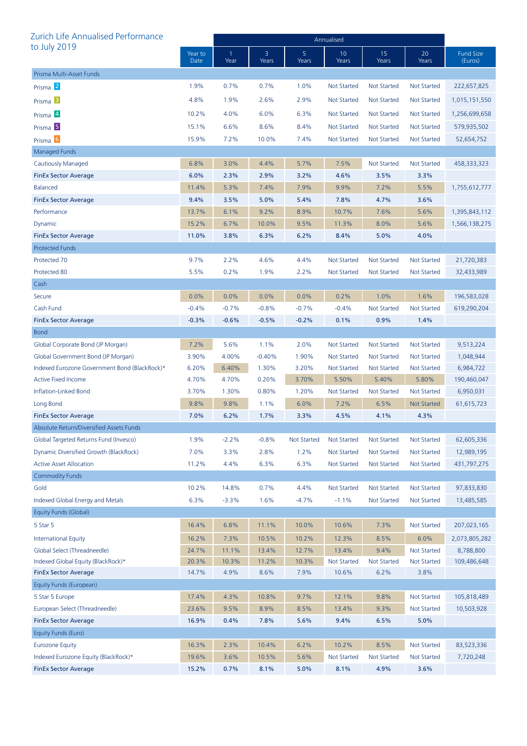## Zurich Life Annualised Performance to July 2019

| | Year to Date | Annualised | | | | | | Fund Size (Euros) |
|---|---|---|---|---|---|---|---|---|
| | | 1 Year | 3 Years | 5 Years | 10 Years | 15 Years | 20 Years | |
| **Prisma Multi-Asset Funds** | | | | | | | | |
| Prisma 2 | 1.9% | 0.7% | 0.7% | 1.0% | Not Started | Not Started | Not Started | 222,657,825 |
| Prisma 3 | 4.8% | 1.9% | 2.6% | 2.9% | Not Started | Not Started | Not Started | 1,015,151,550 |
| Prisma 4 | 10.2% | 4.0% | 6.0% | 6.3% | Not Started | Not Started | Not Started | 1,256,699,658 |
| Prisma 5 | 15.1% | 6.6% | 8.6% | 8.4% | Not Started | Not Started | Not Started | 579,935,502 |
| Prisma 6 | 15.9% | 7.2% | 10.0% | 7.4% | Not Started | Not Started | Not Started | 52,654,752 |
| **Managed Funds** | | | | | | | | |
| Cautiously Managed | 6.8% | 3.0% | 4.4% | 5.7% | 7.5% | Not Started | Not Started | 458,333,323 |
| **FinEx Sector Average** | **6.0%** | **2.3%** | **2.9%** | **3.2%** | **4.6%** | **3.5%** | **3.3%** | |
| Balanced | 11.4% | 5.3% | 7.4% | 7.9% | 9.9% | 7.2% | 5.5% | 1,755,612,777 |
| **FinEx Sector Average** | **9.4%** | **3.5%** | **5.0%** | **5.4%** | **7.8%** | **4.7%** | **3.6%** | |
| Performance | 13.7% | 6.1% | 9.2% | 8.9% | 10.7% | 7.6% | 5.6% | 1,395,843,112 |
| Dynamic | 15.2% | 6.7% | 10.0% | 9.5% | 11.3% | 8.0% | 5.6% | 1,566,138,275 |
| **FinEx Sector Average** | **11.0%** | **3.8%** | **6.3%** | **6.2%** | **8.4%** | **5.0%** | **4.0%** | |
| **Protected Funds** | | | | | | | | |
| Protected 70 | 9.7% | 2.2% | 4.6% | 4.4% | Not Started | Not Started | Not Started | 21,720,383 |
| Protected 80 | 5.5% | 0.2% | 1.9% | 2.2% | Not Started | Not Started | Not Started | 32,433,989 |
| **Cash** | | | | | | | | |
| Secure | 0.0% | 0.0% | 0.0% | 0.0% | 0.2% | 1.0% | 1.6% | 196,583,028 |
| Cash Fund | -0.4% | -0.7% | -0.8% | -0.7% | -0.4% | Not Started | Not Started | 619,290,204 |
| **FinEx Sector Average** | **-0.3%** | **-0.6%** | **-0.5%** | **-0.2%** | **0.1%** | **0.9%** | **1.4%** | |
| **Bond** | | | | | | | | |
| Global Corporate Bond (JP Morgan) | 7.2% | 5.6% | 1.1% | 2.0% | Not Started | Not Started | Not Started | 9,513,224 |
| Global Government Bond (JP Morgan) | 3.90% | 4.00% | -0.40% | 1.90% | Not Started | Not Started | Not Started | 1,048,944 |
| Indexed Eurozone Government Bond (BlackRock)* | 6.20% | 6.40% | 1.30% | 3.20% | Not Started | Not Started | Not Started | 6,984,722 |
| Active Fixed Income | 4.70% | 4.70% | 0.20% | 3.70% | 5.50% | 5.40% | 5.80% | 190,460,047 |
| Inflation-Linked Bond | 3.70% | 1.30% | 0.80% | 1.20% | Not Started | Not Started | Not Started | 6,950,031 |
| Long Bond | 9.8% | 9.8% | 1.1% | 6.0% | 7.2% | 6.5% | Not Started | 61,615,723 |
| **FinEx Sector Average** | **7.0%** | **6.2%** | **1.7%** | **3.3%** | **4.5%** | **4.1%** | **4.3%** | |
| **Absolute Return/Diversified Assets Funds** | | | | | | | | |
| Global Targeted Returns Fund (Invesco) | 1.9% | -2.2% | -0.8% | Not Started | Not Started | Not Started | Not Started | 62,605,336 |
| Dynamic Diversified Growth (BlackRock) | 7.0% | 3.3% | 2.8% | 1.2% | Not Started | Not Started | Not Started | 12,989,195 |
| Active Asset Allocation | 11.2% | 4.4% | 6.3% | 6.3% | Not Started | Not Started | Not Started | 431,797,275 |
| **Commodity Funds** | | | | | | | | |
| Gold | 10.2% | 14.8% | 0.7% | 4.4% | Not Started | Not Started | Not Started | 97,833,830 |
| Indexed Global Energy and Metals | 6.3% | -3.3% | 1.6% | -4.7% | -1.1% | Not Started | Not Started | 13,485,585 |
| **Equity Funds (Global)** | | | | | | | | |
| 5 Star 5 | 16.4% | 6.8% | 11.1% | 10.0% | 10.6% | 7.3% | Not Started | 207,023,165 |
| International Equity | 16.2% | 7.3% | 10.5% | 10.2% | 12.3% | 8.5% | 6.0% | 2,073,805,282 |
| Global Select (Threadneedle) | 24.7% | 11.1% | 13.4% | 12.7% | 13.4% | 9.4% | Not Started | 8,788,800 |
| Indexed Global Equity (BlackRock)* | 20.3% | 10.3% | 11.2% | 10.3% | Not Started | Not Started | Not Started | 109,486,648 |
| **FinEx Sector Average** | 14.7% | 4.9% | 8.6% | 7.9% | 10.6% | 6.2% | 3.8% | |
| **Equity Funds (European)** | | | | | | | | |
| 5 Star 5 Europe | 17.4% | 4.3% | 10.8% | 9.7% | 12.1% | 9.8% | Not Started | 105,818,489 |
| European Select (Threadneedle) | 23.6% | 9.5% | 8.9% | 8.5% | 13.4% | 9.3% | Not Started | 10,503,928 |
| **FinEx Sector Average** | **16.9%** | **0.4%** | **7.8%** | **5.6%** | **9.4%** | **6.5%** | **5.0%** | |
| **Equity Funds (Euro)** | | | | | | | | |
| Eurozone Equity | 16.3% | 2.3% | 10.4% | 6.2% | 10.2% | 8.5% | Not Started | 83,523,336 |
| Indexed Eurozone Equity (BlackRock)* | 19.6% | 3.6% | 10.5% | 5.6% | Not Started | Not Started | Not Started | 7,720,248 |
| **FinEx Sector Average** | **15.2%** | **0.7%** | **8.1%** | **5.0%** | **8.1%** | **4.9%** | **3.6%** | |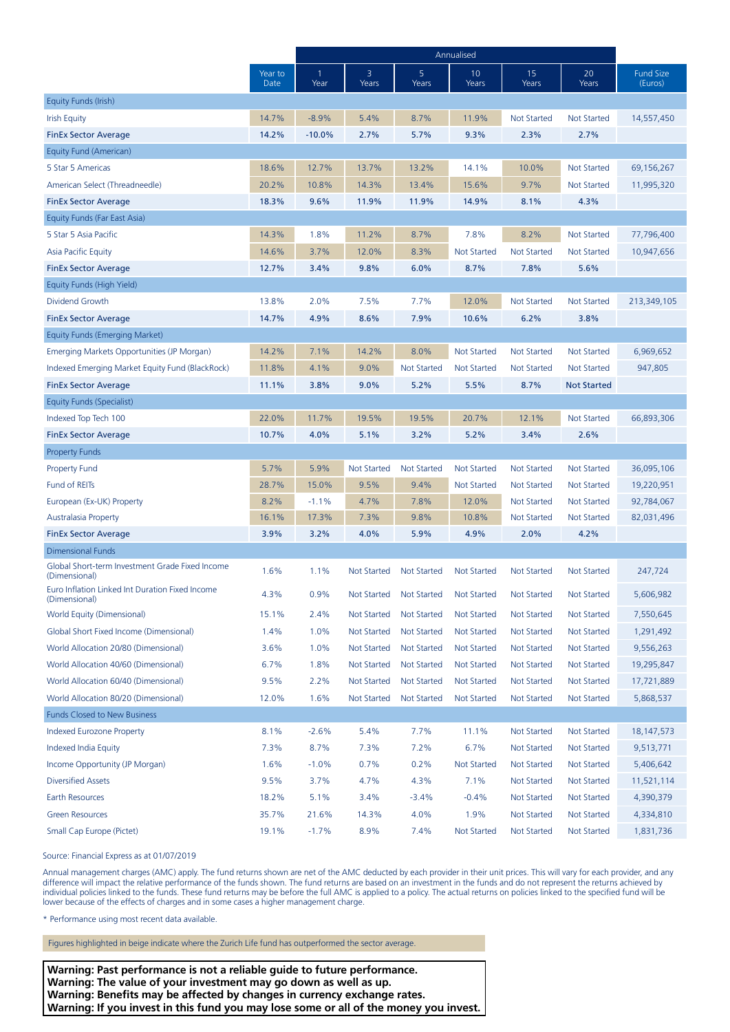| | | Annualised | | | | | | |
|---|---|---|---|---|---|---|---|---|
| | Year to Date | 1 Year | 3 Years | 5 Years | 10 Years | 15 Years | 20 Years | Fund Size (Euros) |
| Equity Funds (Irish) | | | | | | | | |
| Irish Equity | 14.7% | -8.9% | 5.4% | 8.7% | 11.9% | Not Started | Not Started | 14,557,450 |
| **FinEx Sector Average** | **14.2%** | **-10.0%** | **2.7%** | **5.7%** | **9.3%** | **2.3%** | **2.7%** | |
| Equity Fund (American) | | | | | | | | |
| 5 Star 5 Americas | 18.6% | 12.7% | 13.7% | 13.2% | 14.1% | 10.0% | Not Started | 69,156,267 |
| American Select (Threadneedle) | 20.2% | 10.8% | 14.3% | 13.4% | 15.6% | 9.7% | Not Started | 11,995,320 |
| **FinEx Sector Average** | **18.3%** | **9.6%** | **11.9%** | **11.9%** | **14.9%** | **8.1%** | **4.3%** | |
| Equity Funds (Far East Asia) | | | | | | | | |
| 5 Star 5 Asia Pacific | 14.3% | 1.8% | 11.2% | 8.7% | 7.8% | 8.2% | Not Started | 77,796,400 |
| Asia Pacific Equity | 14.6% | 3.7% | 12.0% | 8.3% | Not Started | Not Started | Not Started | 10,947,656 |
| **FinEx Sector Average** | **12.7%** | **3.4%** | **9.8%** | **6.0%** | **8.7%** | **7.8%** | **5.6%** | |
| Equity Funds (High Yield) | | | | | | | | |
| Dividend Growth | 13.8% | 2.0% | 7.5% | 7.7% | 12.0% | Not Started | Not Started | 213,349,105 |
| **FinEx Sector Average** | **14.7%** | **4.9%** | **8.6%** | **7.9%** | **10.6%** | **6.2%** | **3.8%** | |
| Equity Funds (Emerging Market) | | | | | | | | |
| Emerging Markets Opportunities (JP Morgan) | 14.2% | 7.1% | 14.2% | 8.0% | Not Started | Not Started | Not Started | 6,969,652 |
| Indexed Emerging Market Equity Fund (BlackRock) | 11.8% | 4.1% | 9.0% | Not Started | Not Started | Not Started | Not Started | 947,805 |
| **FinEx Sector Average** | **11.1%** | **3.8%** | **9.0%** | **5.2%** | **5.5%** | **8.7%** | **Not Started** | |
| Equity Funds (Specialist) | | | | | | | | |
| Indexed Top Tech 100 | 22.0% | 11.7% | 19.5% | 19.5% | 20.7% | 12.1% | Not Started | 66,893,306 |
| **FinEx Sector Average** | **10.7%** | **4.0%** | **5.1%** | **3.2%** | **5.2%** | **3.4%** | **2.6%** | |
| Property Funds | | | | | | | | |
| Property Fund | 5.7% | 5.9% | Not Started | Not Started | Not Started | Not Started | Not Started | 36,095,106 |
| Fund of REITs | 28.7% | 15.0% | 9.5% | 9.4% | Not Started | Not Started | Not Started | 19,220,951 |
| European (Ex-UK) Property | 8.2% | -1.1% | 4.7% | 7.8% | 12.0% | Not Started | Not Started | 92,784,067 |
| Australasia Property | 16.1% | 17.3% | 7.3% | 9.8% | 10.8% | Not Started | Not Started | 82,031,496 |
| **FinEx Sector Average** | **3.9%** | **3.2%** | **4.0%** | **5.9%** | **4.9%** | **2.0%** | **4.2%** | |
| Dimensional Funds | | | | | | | | |
| Global Short-term Investment Grade Fixed Income (Dimensional) | 1.6% | 1.1% | Not Started | Not Started | Not Started | Not Started | Not Started | 247,724 |
| Euro Inflation Linked Int Duration Fixed Income (Dimensional) | 4.3% | 0.9% | Not Started | Not Started | Not Started | Not Started | Not Started | 5,606,982 |
| World Equity (Dimensional) | 15.1% | 2.4% | Not Started | Not Started | Not Started | Not Started | Not Started | 7,550,645 |
| Global Short Fixed Income (Dimensional) | 1.4% | 1.0% | Not Started | Not Started | Not Started | Not Started | Not Started | 1,291,492 |
| World Allocation 20/80 (Dimensional) | 3.6% | 1.0% | Not Started | Not Started | Not Started | Not Started | Not Started | 9,556,263 |
| World Allocation 40/60 (Dimensional) | 6.7% | 1.8% | Not Started | Not Started | Not Started | Not Started | Not Started | 19,295,847 |
| World Allocation 60/40 (Dimensional) | 9.5% | 2.2% | Not Started | Not Started | Not Started | Not Started | Not Started | 17,721,889 |
| World Allocation 80/20 (Dimensional) | 12.0% | 1.6% | Not Started | Not Started | Not Started | Not Started | Not Started | 5,868,537 |
| Funds Closed to New Business | | | | | | | | |
| Indexed Eurozone Property | 8.1% | -2.6% | 5.4% | 7.7% | 11.1% | Not Started | Not Started | 18,147,573 |
| Indexed India Equity | 7.3% | 8.7% | 7.3% | 7.2% | 6.7% | Not Started | Not Started | 9,513,771 |
| Income Opportunity (JP Morgan) | 1.6% | -1.0% | 0.7% | 0.2% | Not Started | Not Started | Not Started | 5,406,642 |
| Diversified Assets | 9.5% | 3.7% | 4.7% | 4.3% | 7.1% | Not Started | Not Started | 11,521,114 |
| Earth Resources | 18.2% | 5.1% | 3.4% | -3.4% | -0.4% | Not Started | Not Started | 4,390,379 |
| Green Resources | 35.7% | 21.6% | 14.3% | 4.0% | 1.9% | Not Started | Not Started | 4,334,810 |
| Small Cap Europe (Pictet) | 19.1% | -1.7% | 8.9% | 7.4% | Not Started | Not Started | Not Started | 1,831,736 |

Source: Financial Express as at 01/07/2019

Annual management charges (AMC) apply. The fund returns shown are net of the AMC deducted by each provider in their unit prices. This will vary for each provider, and any difference will impact the relative performance of the funds shown. The fund returns are based on an investment in the funds and do not represent the returns achieved by individual policies linked to the funds. These fund returns may be before the full AMC is applied to a policy. The actual returns on policies linked to the specified fund will be lower because of the effects of charges and in some cases a higher management charge.

* Performance using most recent data available.

Figures highlighted in beige indicate where the Zurich Life fund has outperformed the sector average.

**Warning: Past performance is not a reliable guide to future performance.**
**Warning: The value of your investment may go down as well as up.**
**Warning: Benefits may be affected by changes in currency exchange rates.**
**Warning: If you invest in this fund you may lose some or all of the money you invest.**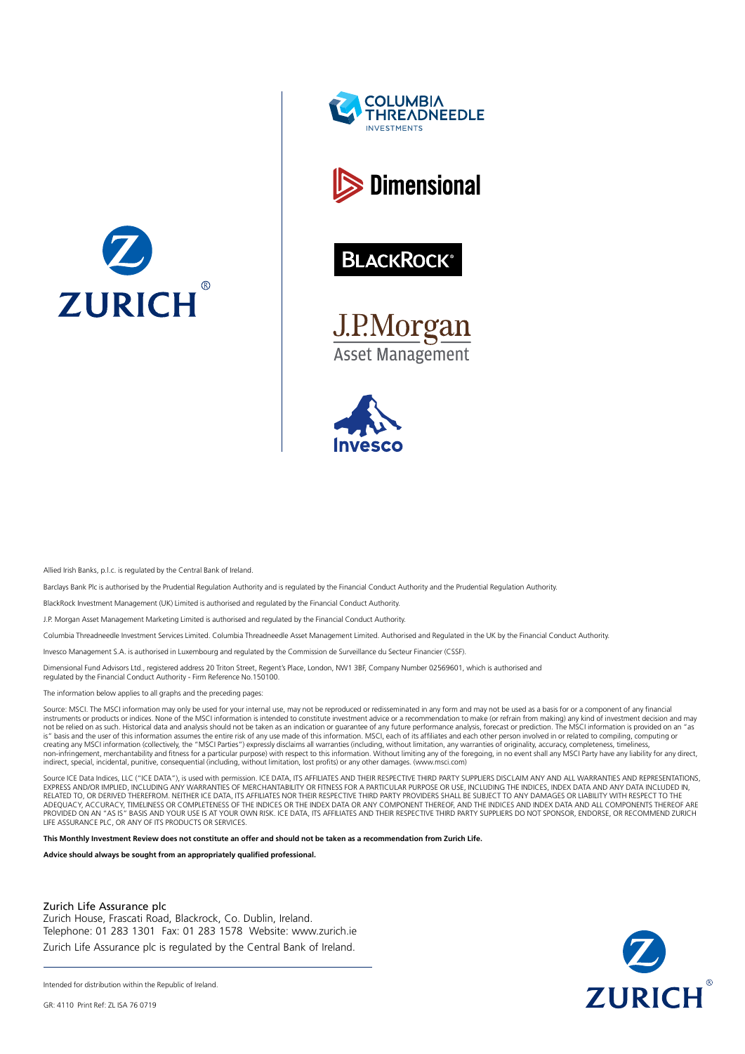ZURICH®

COLUMBIA THREADNEEDLE INVESTMENTS

Dimensional

BLACKROCK®

J.P.Morgan Asset Management

Invesco

Allied Irish Banks, p.l.c. is regulated by the Central Bank of Ireland.

Barclays Bank Plc is authorised by the Prudential Regulation Authority and is regulated by the Financial Conduct Authority and the Prudential Regulation Authority.

BlackRock Investment Management (UK) Limited is authorised and regulated by the Financial Conduct Authority.

J.P. Morgan Asset Management Marketing Limited is authorised and regulated by the Financial Conduct Authority.

Columbia Threadneedle Investment Services Limited. Columbia Threadneedle Asset Management Limited. Authorised and Regulated in the UK by the Financial Conduct Authority.

Invesco Management S.A. is authorised in Luxembourg and regulated by the Commission de Surveillance du Secteur Financier (CSSF).

Dimensional Fund Advisors Ltd., registered address 20 Triton Street, Regent's Place, London, NW1 3BF, Company Number 02569601, which is authorised and regulated by the Financial Conduct Authority - Firm Reference No.150100.

The information below applies to all graphs and the preceding pages:

Source: MSCI. The MSCI information may only be used for your internal use, may not be reproduced or redisseminated in any form and may not be used as a basis for or a component of any financial instruments or products or indices. None of the MSCI information is intended to constitute investment advice or a recommendation to make (or refrain from making) any kind of investment decision and may not be relied on as such. Historical data and analysis should not be taken as an indication or guarantee of any future performance analysis, forecast or prediction. The MSCI information is provided on an "as is" basis and the user of this information assumes the entire risk of any use made of this information. MSCI, each of its affiliates and each other person involved in or related to compiling, computing or creating any MSCI information (collectively, the "MSCI Parties") expressly disclaims all warranties (including, without limitation, any warranties of originality, accuracy, completeness, timeliness, non-infringement, merchantability and fitness for a particular purpose) with respect to this information. Without limiting any of the foregoing, in no event shall any MSCI Party have any liability for any direct, indirect, special, incidental, punitive, consequential (including, without limitation, lost profits) or any other damages. (www.msci.com)

Source ICE Data Indices, LLC ("ICE DATA"), is used with permission. ICE DATA, ITS AFFILIATES AND THEIR RESPECTIVE THIRD PARTY SUPPLIERS DISCLAIM ANY AND ALL WARRANTIES AND REPRESENTATIONS, EXPRESS AND/OR IMPLIED, INCLUDING ANY WARRANTIES OF MERCHANTABILITY OR FITNESS FOR A PARTICULAR PURPOSE OR USE, INCLUDING THE INDICES, INDEX DATA AND ANY DATA INCLUDED IN, RELATED TO, OR DERIVED THEREFROM. NEITHER ICE DATA, ITS AFFILIATES NOR THEIR RESPECTIVE THIRD PARTY PROVIDERS SHALL BE SUBJECT TO ANY DAMAGES OR LIABILITY WITH RESPECT TO THE ADEQUACY, ACCURACY, TIMELINESS OR COMPLETENESS OF THE INDICES OR THE INDEX DATA OR ANY COMPONENT THEREOF, AND THE INDICES AND INDEX DATA AND ALL COMPONENTS THEREOF ARE PROVIDED ON AN "AS IS" BASIS AND YOUR USE IS AT YOUR OWN RISK. ICE DATA, ITS AFFILIATES AND THEIR RESPECTIVE THIRD PARTY SUPPLIERS DO NOT SPONSOR, ENDORSE, OR RECOMMEND ZURICH LIFE ASSURANCE PLC, OR ANY OF ITS PRODUCTS OR SERVICES.

**This Monthly Investment Review does not constitute an offer and should not be taken as a recommendation from Zurich Life.**

**Advice should always be sought from an appropriately qualified professional.**

Zurich Life Assurance plc
Zurich House, Frascati Road, Blackrock, Co. Dublin, Ireland.
Telephone: 01 283 1301 Fax: 01 283 1578 Website: www.zurich.ie
Zurich Life Assurance plc is regulated by the Central Bank of Ireland.

Intended for distribution within the Republic of Ireland.

GR: 4110 Print Ref: ZL ISA 76 0719

ZURICH®